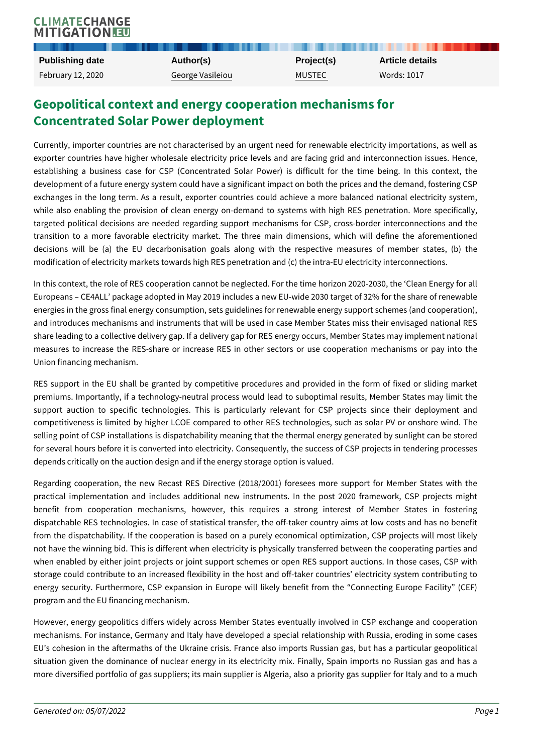| Publishing date | Author(s) | Project(s) | Article details |
| --- | --- | --- | --- |
| February 12, 2020 | George Vasileiou | MUSTEC | Words: 1017 |

# Geopolitical context and energy cooperation mechanisms for Concentrated Solar Power deployment

Currently, importer countries are not characterised by an urgent need for renewable electricity importations, as well as exporter countries have higher wholesale electricity price levels and are facing grid and interconnection issues. Hence, establishing a business case for CSP (Concentrated Solar Power) is difficult for the time being. In this context, the development of a future energy system could have a significant impact on both the prices and the demand, fostering CSP exchanges in the long term. As a result, exporter countries could achieve a more balanced national electricity system, while also enabling the provision of clean energy on-demand to systems with high RES penetration. More specifically, targeted political decisions are needed regarding support mechanisms for CSP, cross-border interconnections and the transition to a more favorable electricity market. The three main dimensions, which will define the aforementioned decisions will be (a) the EU decarbonisation goals along with the respective measures of member states, (b) the modification of electricity markets towards high RES penetration and (c) the intra-EU electricity interconnections.

In this context, the role of RES cooperation cannot be neglected. For the time horizon 2020-2030, the 'Clean Energy for all Europeans – CE4ALL' package adopted in May 2019 includes a new EU-wide 2030 target of 32% for the share of renewable energies in the gross final energy consumption, sets guidelines for renewable energy support schemes (and cooperation), and introduces mechanisms and instruments that will be used in case Member States miss their envisaged national RES share leading to a collective delivery gap. If a delivery gap for RES energy occurs, Member States may implement national measures to increase the RES-share or increase RES in other sectors or use cooperation mechanisms or pay into the Union financing mechanism.

RES support in the EU shall be granted by competitive procedures and provided in the form of fixed or sliding market premiums. Importantly, if a technology-neutral process would lead to suboptimal results, Member States may limit the support auction to specific technologies. This is particularly relevant for CSP projects since their deployment and competitiveness is limited by higher LCOE compared to other RES technologies, such as solar PV or onshore wind. The selling point of CSP installations is dispatchability meaning that the thermal energy generated by sunlight can be stored for several hours before it is converted into electricity. Consequently, the success of CSP projects in tendering processes depends critically on the auction design and if the energy storage option is valued.

Regarding cooperation, the new Recast RES Directive (2018/2001) foresees more support for Member States with the practical implementation and includes additional new instruments. In the post 2020 framework, CSP projects might benefit from cooperation mechanisms, however, this requires a strong interest of Member States in fostering dispatchable RES technologies. In case of statistical transfer, the off-taker country aims at low costs and has no benefit from the dispatchability. If the cooperation is based on a purely economical optimization, CSP projects will most likely not have the winning bid. This is different when electricity is physically transferred between the cooperating parties and when enabled by either joint projects or joint support schemes or open RES support auctions. In those cases, CSP with storage could contribute to an increased flexibility in the host and off-taker countries' electricity system contributing to energy security. Furthermore, CSP expansion in Europe will likely benefit from the "Connecting Europe Facility" (CEF) program and the EU financing mechanism.

However, energy geopolitics differs widely across Member States eventually involved in CSP exchange and cooperation mechanisms. For instance, Germany and Italy have developed a special relationship with Russia, eroding in some cases EU's cohesion in the aftermaths of the Ukraine crisis. France also imports Russian gas, but has a particular geopolitical situation given the dominance of nuclear energy in its electricity mix. Finally, Spain imports no Russian gas and has a more diversified portfolio of gas suppliers; its main supplier is Algeria, also a priority gas supplier for Italy and to a much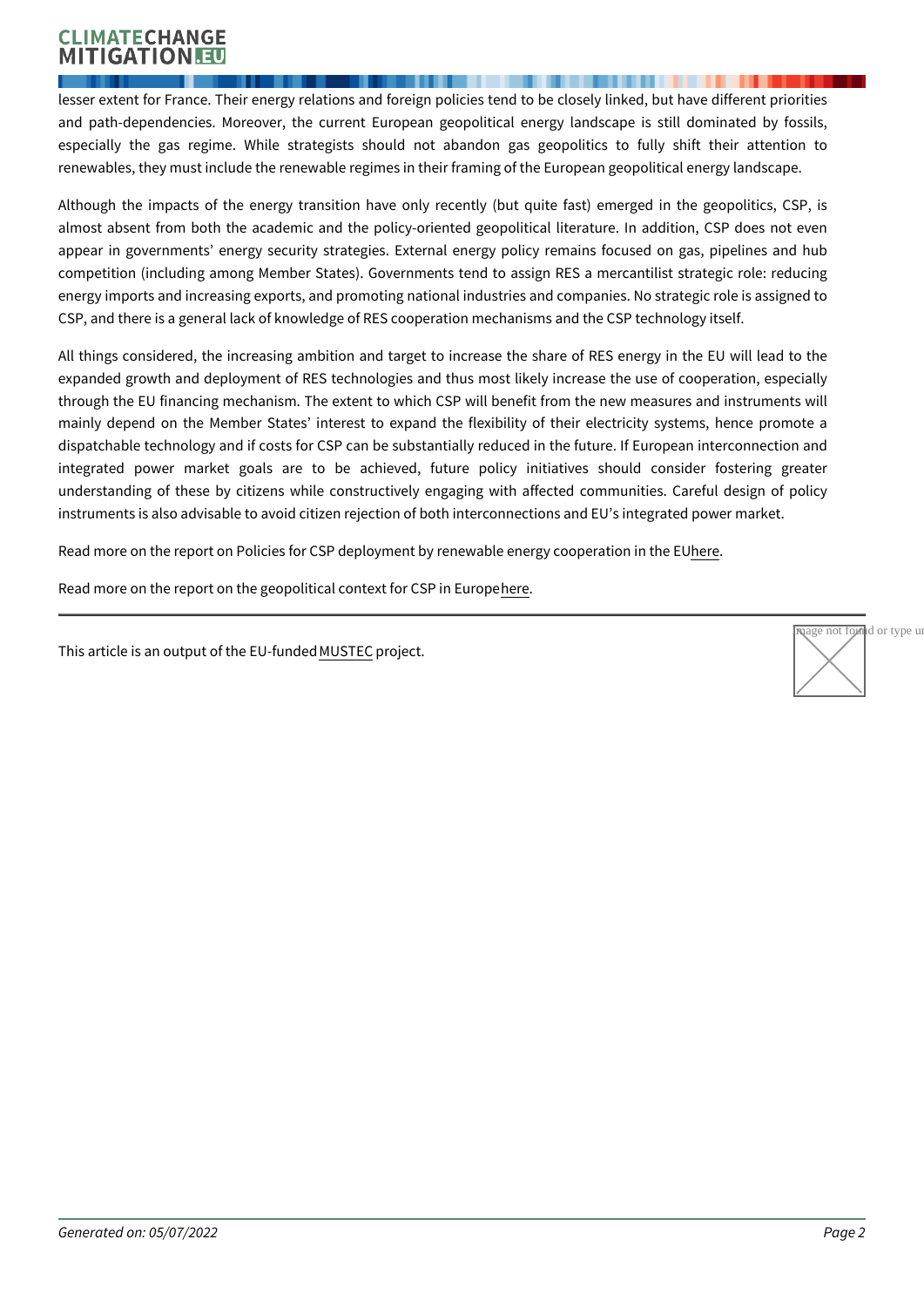lesser extent for France. Their energy relations and foreign policies tend to be closely linked, but have different priorities and path-dependencies. Moreover, the current European geopolitical energy landscape is still dominated by fossils, especially the gas regime. While strategists should not abandon gas geopolitics to fully shift their attention to renewables, they must include the renewable regimes in their framing of the European geopolitical energy landscape.

Although the impacts of the energy transition have only recently (but quite fast) emerged in the geopolitics, CSP, is almost absent from both the academic and the policy-oriented geopolitical literature. In addition, CSP does not even appear in governments' energy security strategies. External energy policy remains focused on gas, pipelines and hub competition (including among Member States). Governments tend to assign RES a mercantilist strategic role: reducing energy imports and increasing exports, and promoting national industries and companies. No strategic role is assigned to CSP, and there is a general lack of knowledge of RES cooperation mechanisms and the CSP technology itself.

All things considered, the increasing ambition and target to increase the share of RES energy in the EU will lead to the expanded growth and deployment of RES technologies and thus most likely increase the use of cooperation, especially through the EU financing mechanism. The extent to which CSP will benefit from the new measures and instruments will mainly depend on the Member States' interest to expand the flexibility of their electricity systems, hence promote a dispatchable technology and if costs for CSP can be substantially reduced in the future. If European interconnection and integrated power market goals are to be achieved, future policy initiatives should consider fostering greater understanding of these by citizens while constructively engaging with affected communities. Careful design of policy instruments is also advisable to avoid citizen rejection of both interconnections and EU's integrated power market.

Read more on the report on Policies for CSP deployment by renewable energy cooperation in the EU here.

Read more on the report on the geopolitical context for CSP in Europe here.

---

This article is an output of the EU-funded MUSTEC project.